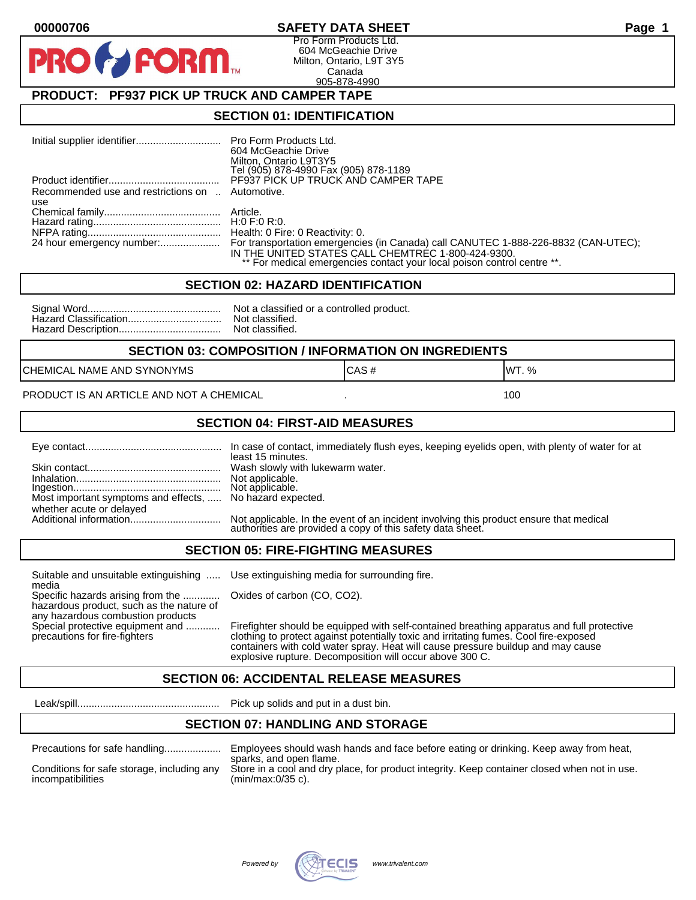00000706

# SAFETY DATA SHEET

Pro Form Products Ltd.
604 McGeachie Drive
Milton, Ontario, L9T 3Y5
Canada
905-878-4990

## PRODUCT: PF937 PICK UP TRUCK AND CAMPER TAPE

## SECTION 01: IDENTIFICATION

| | |
|---|---|
| Initial supplier identifier | Pro Form Products Ltd.<br>604 McGeachie Drive<br>Milton, Ontario L9T3Y5<br>Tel (905) 878-4990 Fax (905) 878-1189 |
| Product identifier | PF937 PICK UP TRUCK AND CAMPER TAPE |
| Recommended use and restrictions on use | Automotive. |
| Chemical family | Article. |
| Hazard rating | H:0 F:0 R:0. |
| NFPA rating | Health: 0 Fire: 0 Reactivity: 0. |
| 24 hour emergency number: | For transportation emergencies (in Canada) call CANUTEC 1-888-226-8832 (CAN-UTEC); IN THE UNITED STATES CALL CHEMTREC 1-800-424-9300.<br>** For medical emergencies contact your local poison control centre **. |

## SECTION 02: HAZARD IDENTIFICATION

| | |
|---|---|
| Signal Word | Not a classified or a controlled product. |
| Hazard Classification | Not classified. |
| Hazard Description | Not classified. |

## SECTION 03: COMPOSITION / INFORMATION ON INGREDIENTS

| CHEMICAL NAME AND SYNONYMS | CAS # | WT. % |
|---|---|---|
| PRODUCT IS AN ARTICLE AND NOT A CHEMICAL | . | 100 |

## SECTION 04: FIRST-AID MEASURES

| | |
|---|---|
| Eye contact | In case of contact, immediately flush eyes, keeping eyelids open, with plenty of water for at least 15 minutes. |
| Skin contact | Wash slowly with lukewarm water. |
| Inhalation | Not applicable. |
| Ingestion | Not applicable. |
| Most important symptoms and effects, whether acute or delayed | No hazard expected. |
| Additional information | Not applicable. In the event of an incident involving this product ensure that medical authorities are provided a copy of this safety data sheet. |

## SECTION 05: FIRE-FIGHTING MEASURES

| | |
|---|---|
| Suitable and unsuitable extinguishing media | Use extinguishing media for surrounding fire. |
| Specific hazards arising from the hazardous product, such as the nature of any hazardous combustion products | Oxides of carbon (CO, CO2). |
| Special protective equipment and precautions for fire-fighters | Firefighter should be equipped with self-contained breathing apparatus and full protective clothing to protect against potentially toxic and irritating fumes. Cool fire-exposed containers with cold water spray. Heat will cause pressure buildup and may cause explosive rupture. Decomposition will occur above 300 C. |

## SECTION 06: ACCIDENTAL RELEASE MEASURES

| | |
|---|---|
| Leak/spill | Pick up solids and put in a dust bin. |

## SECTION 07: HANDLING AND STORAGE

| | |
|---|---|
| Precautions for safe handling | Employees should wash hands and face before eating or drinking. Keep away from heat, sparks, and open flame. |
| Conditions for safe storage, including any incompatibilities | Store in a cool and dry place, for product integrity. Keep container closed when not in use. (min/max:0/35 c). |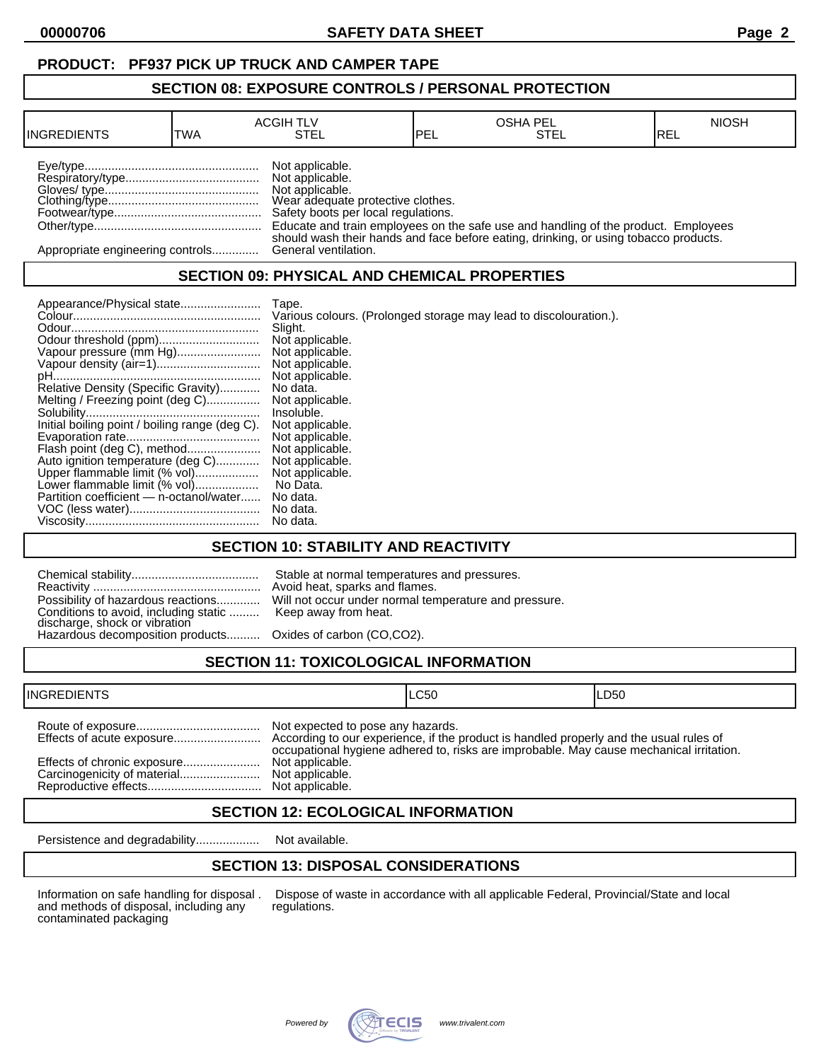**PRODUCT: PF937 PICK UP TRUCK AND CAMPER TAPE**

## SECTION 08: EXPOSURE CONTROLS / PERSONAL PROTECTION

| INGREDIENTS | ACGIH TLV TWA | ACGIH TLV STEL | OSHA PEL PEL | OSHA PEL STEL | NIOSH REL |
|---|---|---|---|---|---|

Eye/type.................................................... Not applicable.
Respiratory/type........................................ Not applicable.
Gloves/ type............................................... Not applicable.
Clothing/type.............................................. Wear adequate protective clothes.
Footwear/type............................................. Safety boots per local regulations.
Other/type................................................... Educate and train employees on the safe use and handling of the product. Employees should wash their hands and face before eating, drinking, or using tobacco products.
Appropriate engineering controls.............. General ventilation.

## SECTION 09: PHYSICAL AND CHEMICAL PROPERTIES

Appearance/Physical state........................ Tape.
Colour......................................................... Various colours. (Prolonged storage may lead to discolouration.).
Odour.......................................................... Slight.
Odour threshold (ppm).............................. Not applicable.
Vapour pressure (mm Hg)......................... Not applicable.
Vapour density (air=1)............................... Not applicable.
pH............................................................... Not applicable.
Relative Density (Specific Gravity)............ No data.
Melting / Freezing point (deg C)................ Not applicable.
Solubility..................................................... Insoluble.
Initial boiling point / boiling range (deg C). Not applicable.
Evaporation rate......................................... Not applicable.
Flash point (deg C), method...................... Not applicable.
Auto ignition temperature (deg C)............. Not applicable.
Upper flammable limit (% vol)................... Not applicable.
Lower flammable limit (% vol)................... No Data.
Partition coefficient — n-octanol/water...... No data.
VOC (less water)........................................ No data.
Viscosity..................................................... No data.

## SECTION 10: STABILITY AND REACTIVITY

Chemical stability...................................... Stable at normal temperatures and pressures.
Reactivity ................................................... Avoid heat, sparks and flames.
Possibility of hazardous reactions............. Will not occur under normal temperature and pressure.
Conditions to avoid, including static discharge, shock or vibration ......... Keep away from heat.
Hazardous decomposition products.......... Oxides of carbon (CO,CO2).

## SECTION 11: TOXICOLOGICAL INFORMATION

| INGREDIENTS | LC50 | LD50 |
|---|---|---|

Route of exposure..................................... Not expected to pose any hazards.
Effects of acute exposure.......................... According to our experience, if the product is handled properly and the usual rules of occupational hygiene adhered to, risks are improbable. May cause mechanical irritation.
Effects of chronic exposure....................... Not applicable.
Carcinogenicity of material........................ Not applicable.
Reproductive effects.................................. Not applicable.

## SECTION 12: ECOLOGICAL INFORMATION

Persistence and degradability................... Not available.

## SECTION 13: DISPOSAL CONSIDERATIONS

Information on safe handling for disposal and methods of disposal, including any contaminated packaging . Dispose of waste in accordance with all applicable Federal, Provincial/State and local regulations.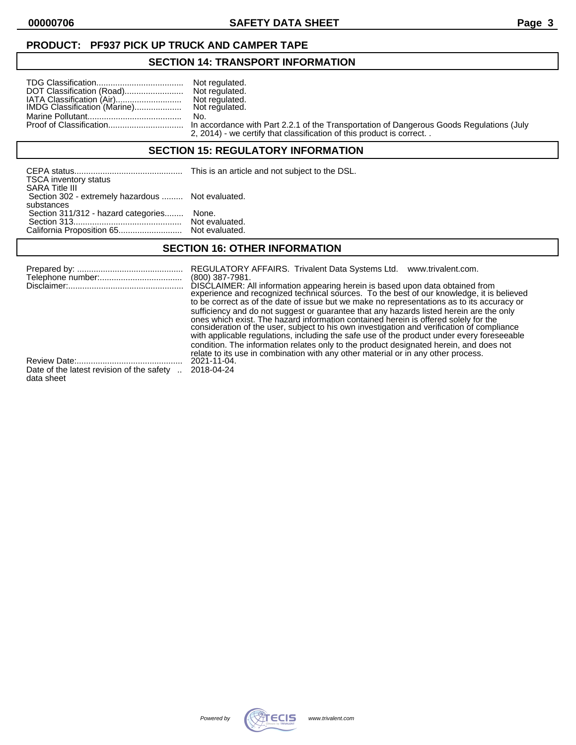**PRODUCT: PF937 PICK UP TRUCK AND CAMPER TAPE**

## SECTION 14: TRANSPORT INFORMATION

| | |
|---|---|
| TDG Classification | Not regulated. |
| DOT Classification (Road) | Not regulated. |
| IATA Classification (Air) | Not regulated. |
| IMDG Classification (Marine) | Not regulated. |
| Marine Pollutant | No. |
| Proof of Classification | In accordance with Part 2.2.1 of the Transportation of Dangerous Goods Regulations (July 2, 2014) - we certify that classification of this product is correct. . |

## SECTION 15: REGULATORY INFORMATION

| | |
|---|---|
| CEPA status | This is an article and not subject to the DSL. |
| TSCA inventory status | |
| SARA Title III | |
| Section 302 - extremely hazardous substances | Not evaluated. |
| Section 311/312 - hazard categories | None. |
| Section 313 | Not evaluated. |
| California Proposition 65 | Not evaluated. |

## SECTION 16: OTHER INFORMATION

| | |
|---|---|
| Prepared by: | REGULATORY AFFAIRS. Trivalent Data Systems Ltd. www.trivalent.com. |
| Telephone number: | (800) 387-7981. |
| Disclaimer: | DISCLAIMER: All information appearing herein is based upon data obtained from experience and recognized technical sources. To the best of our knowledge, it is believed to be correct as of the date of issue but we make no representations as to its accuracy or sufficiency and do not suggest or guarantee that any hazards listed herein are the only ones which exist. The hazard information contained herein is offered solely for the consideration of the user, subject to his own investigation and verification of compliance with applicable regulations, including the safe use of the product under every foreseeable condition. The information relates only to the product designated herein, and does not relate to its use in combination with any other material or in any other process. |
| Review Date: | 2021-11-04. |
| Date of the latest revision of the safety data sheet | 2018-04-24 |